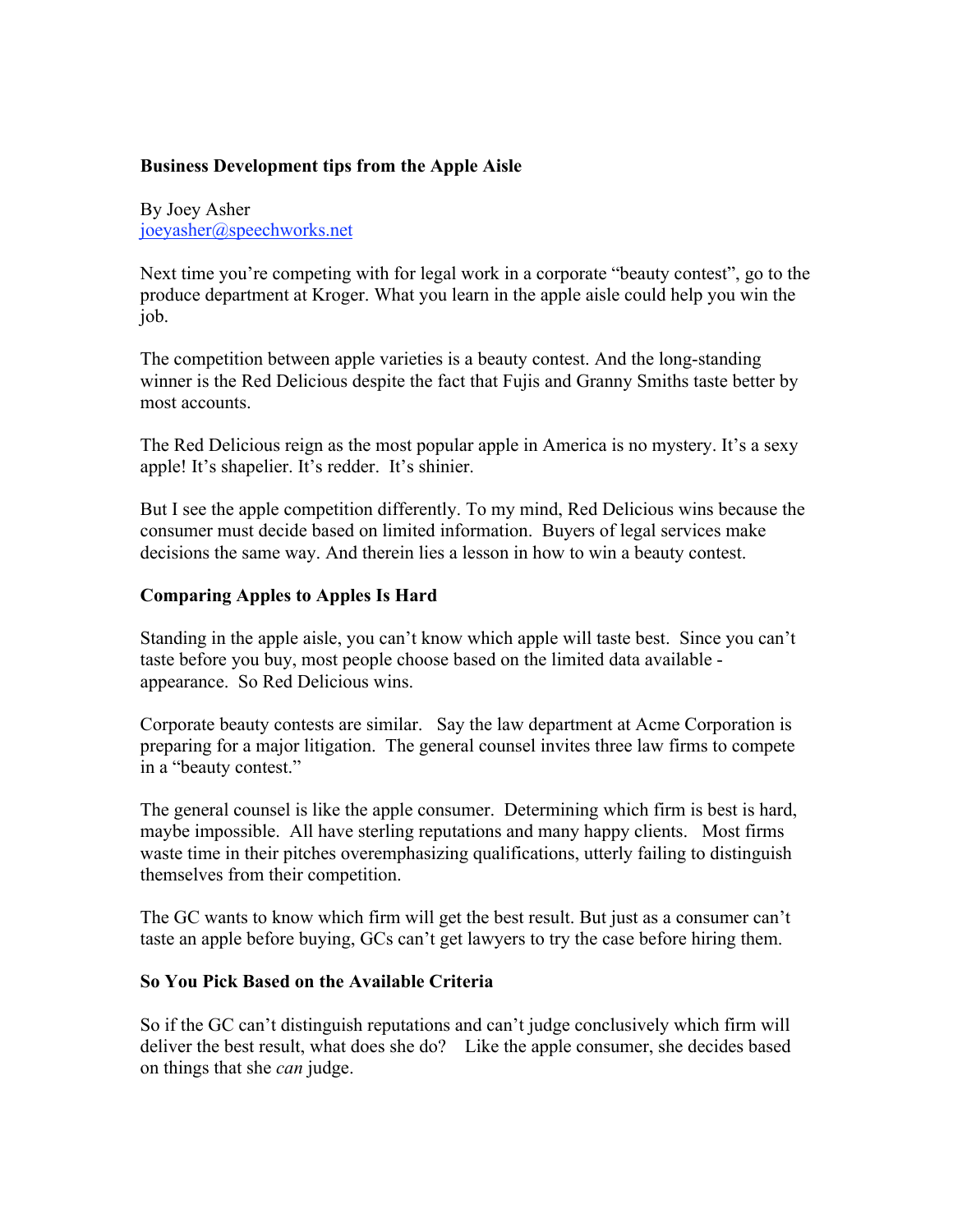# Business Development tips from the Apple Aisle

By Joey Asher
joeyasher@speechworks.net

Next time you're competing with for legal work in a corporate "beauty contest", go to the produce department at Kroger. What you learn in the apple aisle could help you win the job.

The competition between apple varieties is a beauty contest. And the long-standing winner is the Red Delicious despite the fact that Fujis and Granny Smiths taste better by most accounts.

The Red Delicious reign as the most popular apple in America is no mystery. It's a sexy apple! It's shapelier. It's redder. It's shinier.

But I see the apple competition differently. To my mind, Red Delicious wins because the consumer must decide based on limited information. Buyers of legal services make decisions the same way. And therein lies a lesson in how to win a beauty contest.

## Comparing Apples to Apples Is Hard

Standing in the apple aisle, you can't know which apple will taste best. Since you can't taste before you buy, most people choose based on the limited data available - appearance. So Red Delicious wins.

Corporate beauty contests are similar. Say the law department at Acme Corporation is preparing for a major litigation. The general counsel invites three law firms to compete in a "beauty contest."

The general counsel is like the apple consumer. Determining which firm is best is hard, maybe impossible. All have sterling reputations and many happy clients. Most firms waste time in their pitches overemphasizing qualifications, utterly failing to distinguish themselves from their competition.

The GC wants to know which firm will get the best result. But just as a consumer can't taste an apple before buying, GCs can't get lawyers to try the case before hiring them.

## So You Pick Based on the Available Criteria

So if the GC can't distinguish reputations and can't judge conclusively which firm will deliver the best result, what does she do? Like the apple consumer, she decides based on things that she *can* judge.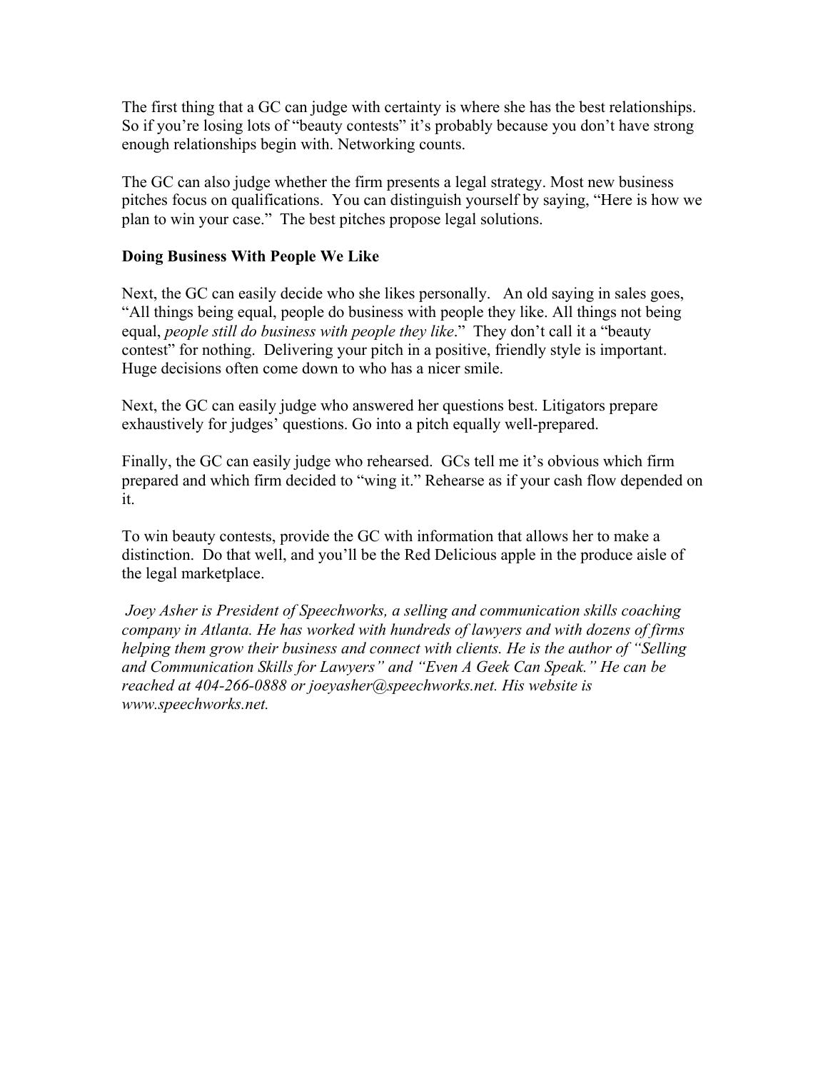The first thing that a GC can judge with certainty is where she has the best relationships. So if you're losing lots of "beauty contests" it's probably because you don't have strong enough relationships begin with. Networking counts.

The GC can also judge whether the firm presents a legal strategy. Most new business pitches focus on qualifications. You can distinguish yourself by saying, "Here is how we plan to win your case." The best pitches propose legal solutions.

**Doing Business With People We Like**

Next, the GC can easily decide who she likes personally. An old saying in sales goes, "All things being equal, people do business with people they like. All things not being equal, *people still do business with people they like*." They don't call it a "beauty contest" for nothing. Delivering your pitch in a positive, friendly style is important. Huge decisions often come down to who has a nicer smile.

Next, the GC can easily judge who answered her questions best. Litigators prepare exhaustively for judges' questions. Go into a pitch equally well-prepared.

Finally, the GC can easily judge who rehearsed. GCs tell me it's obvious which firm prepared and which firm decided to "wing it." Rehearse as if your cash flow depended on it.

To win beauty contests, provide the GC with information that allows her to make a distinction. Do that well, and you'll be the Red Delicious apple in the produce aisle of the legal marketplace.

*Joey Asher is President of Speechworks, a selling and communication skills coaching company in Atlanta. He has worked with hundreds of lawyers and with dozens of firms helping them grow their business and connect with clients. He is the author of "Selling and Communication Skills for Lawyers" and "Even A Geek Can Speak." He can be reached at 404-266-0888 or joeyasher@speechworks.net. His website is www.speechworks.net.*